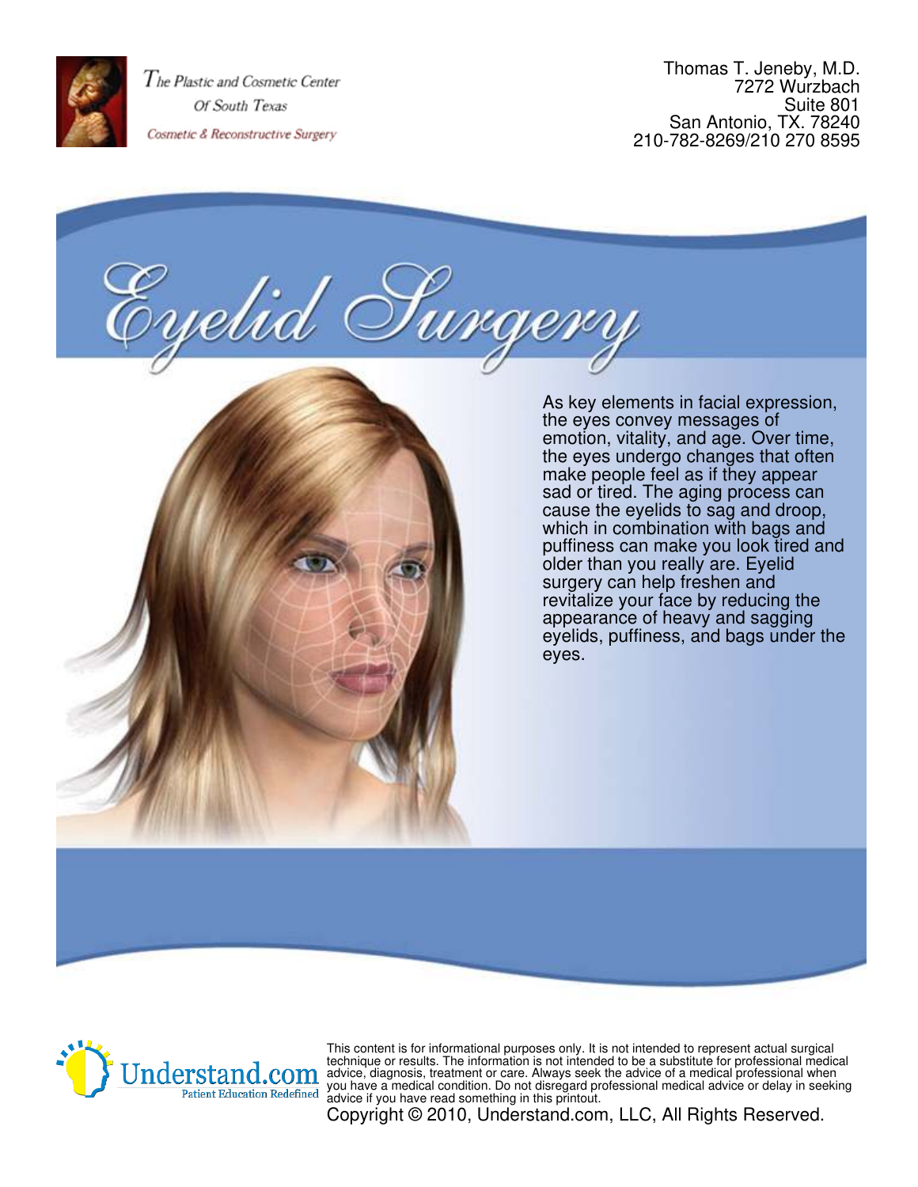The Plastic and Cosmetic Center
Of South Texas
Cosmetic & Reconstructive Surgery

Thomas T. Jeneby, M.D.
7272 Wurzbach
Suite 801
San Antonio, TX. 78240
210-782-8269/210 270 8595

# Eyelid Surgery

As key elements in facial expression, the eyes convey messages of emotion, vitality, and age. Over time, the eyes undergo changes that often make people feel as if they appear sad or tired. The aging process can cause the eyelids to sag and droop, which in combination with bags and puffiness can make you look tired and older than you really are. Eyelid surgery can help freshen and revitalize your face by reducing the appearance of heavy and sagging eyelids, puffiness, and bags under the eyes.

Understand.com
Patient Education Redefined

This content is for informational purposes only. It is not intended to represent actual surgical technique or results. The information is not intended to be a substitute for professional medical advice, diagnosis, treatment or care. Always seek the advice of a medical professional when you have a medical condition. Do not disregard professional medical advice or delay in seeking advice if you have read something in this printout.

Copyright © 2010, Understand.com, LLC, All Rights Reserved.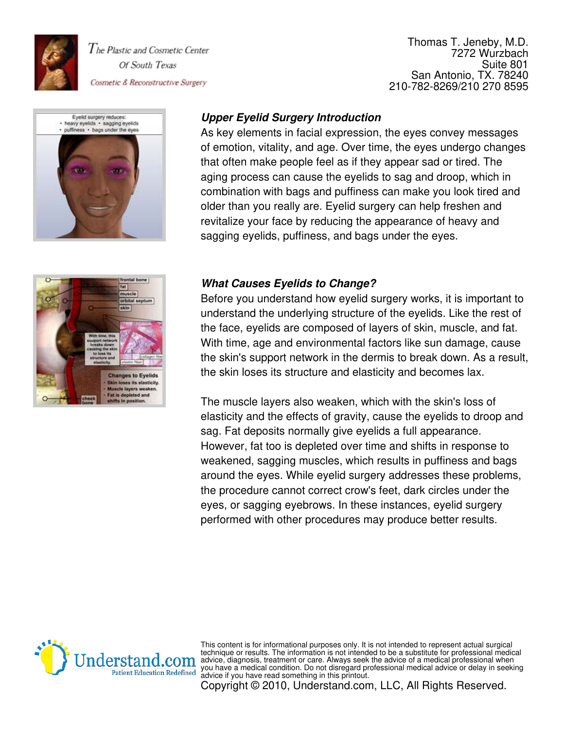### *Upper Eyelid Surgery Introduction*

As key elements in facial expression, the eyes convey messages of emotion, vitality, and age. Over time, the eyes undergo changes that often make people feel as if they appear sad or tired. The aging process can cause the eyelids to sag and droop, which in combination with bags and puffiness can make you look tired and older than you really are. Eyelid surgery can help freshen and revitalize your face by reducing the appearance of heavy and sagging eyelids, puffiness, and bags under the eyes.

### *What Causes Eyelids to Change?*

Before you understand how eyelid surgery works, it is important to understand the underlying structure of the eyelids. Like the rest of the face, eyelids are composed of layers of skin, muscle, and fat. With time, age and environmental factors like sun damage, cause the skin's support network in the dermis to break down. As a result, the skin loses its structure and elasticity and becomes lax.

The muscle layers also weaken, which with the skin's loss of elasticity and the effects of gravity, cause the eyelids to droop and sag. Fat deposits normally give eyelids a full appearance. However, fat too is depleted over time and shifts in response to weakened, sagging muscles, which results in puffiness and bags around the eyes. While eyelid surgery addresses these problems, the procedure cannot correct crow's feet, dark circles under the eyes, or sagging eyebrows. In these instances, eyelid surgery performed with other procedures may produce better results.

This content is for informational purposes only. It is not intended to represent actual surgical technique or results. The information is not intended to be a substitute for professional medical advice, diagnosis, treatment or care. Always seek the advice of a medical professional when you have a medical condition. Do not disregard professional medical advice or delay in seeking advice if you have read something in this printout.

Copyright © 2010, Understand.com, LLC, All Rights Reserved.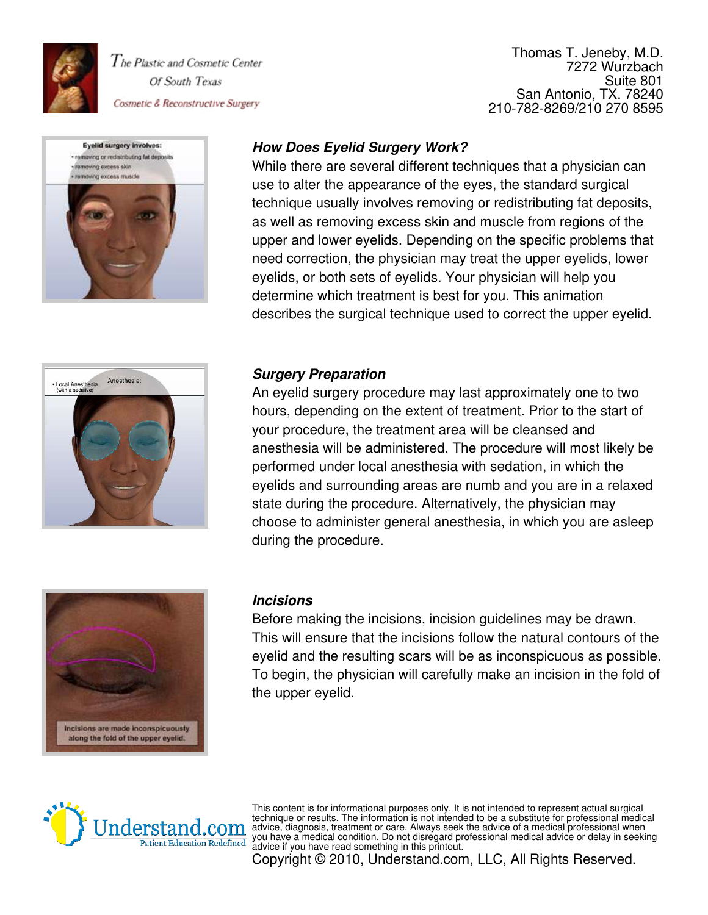### How Does Eyelid Surgery Work?

While there are several different techniques that a physician can use to alter the appearance of the eyes, the standard surgical technique usually involves removing or redistributing fat deposits, as well as removing excess skin and muscle from regions of the upper and lower eyelids. Depending on the specific problems that need correction, the physician may treat the upper eyelids, lower eyelids, or both sets of eyelids. Your physician will help you determine which treatment is best for you. This animation describes the surgical technique used to correct the upper eyelid.

### Surgery Preparation

An eyelid surgery procedure may last approximately one to two hours, depending on the extent of treatment. Prior to the start of your procedure, the treatment area will be cleansed and anesthesia will be administered. The procedure will most likely be performed under local anesthesia with sedation, in which the eyelids and surrounding areas are numb and you are in a relaxed state during the procedure. Alternatively, the physician may choose to administer general anesthesia, in which you are asleep during the procedure.

### Incisions

Before making the incisions, incision guidelines may be drawn. This will ensure that the incisions follow the natural contours of the eyelid and the resulting scars will be as inconspicuous as possible. To begin, the physician will carefully make an incision in the fold of the upper eyelid.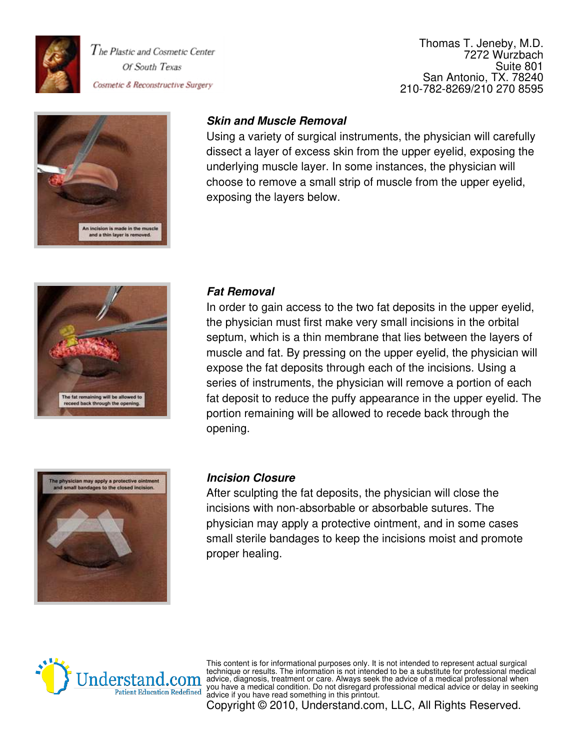### *Skin and Muscle Removal*

Using a variety of surgical instruments, the physician will carefully dissect a layer of excess skin from the upper eyelid, exposing the underlying muscle layer. In some instances, the physician will choose to remove a small strip of muscle from the upper eyelid, exposing the layers below.

An incision is made in the muscle and a thin layer is removed.

### *Fat Removal*

In order to gain access to the two fat deposits in the upper eyelid, the physician must first make very small incisions in the orbital septum, which is a thin membrane that lies between the layers of muscle and fat. By pressing on the upper eyelid, the physician will expose the fat deposits through each of the incisions. Using a series of instruments, the physician will remove a portion of each fat deposit to reduce the puffy appearance in the upper eyelid. The portion remaining will be allowed to recede back through the opening.

The fat remaining will be allowed to receed back through the opening.

### *Incision Closure*

After sculpting the fat deposits, the physician will close the incisions with non-absorbable or absorbable sutures. The physician may apply a protective ointment, and in some cases small sterile bandages to keep the incisions moist and promote proper healing.

The physician may apply a protective ointment and small bandages to the closed incision.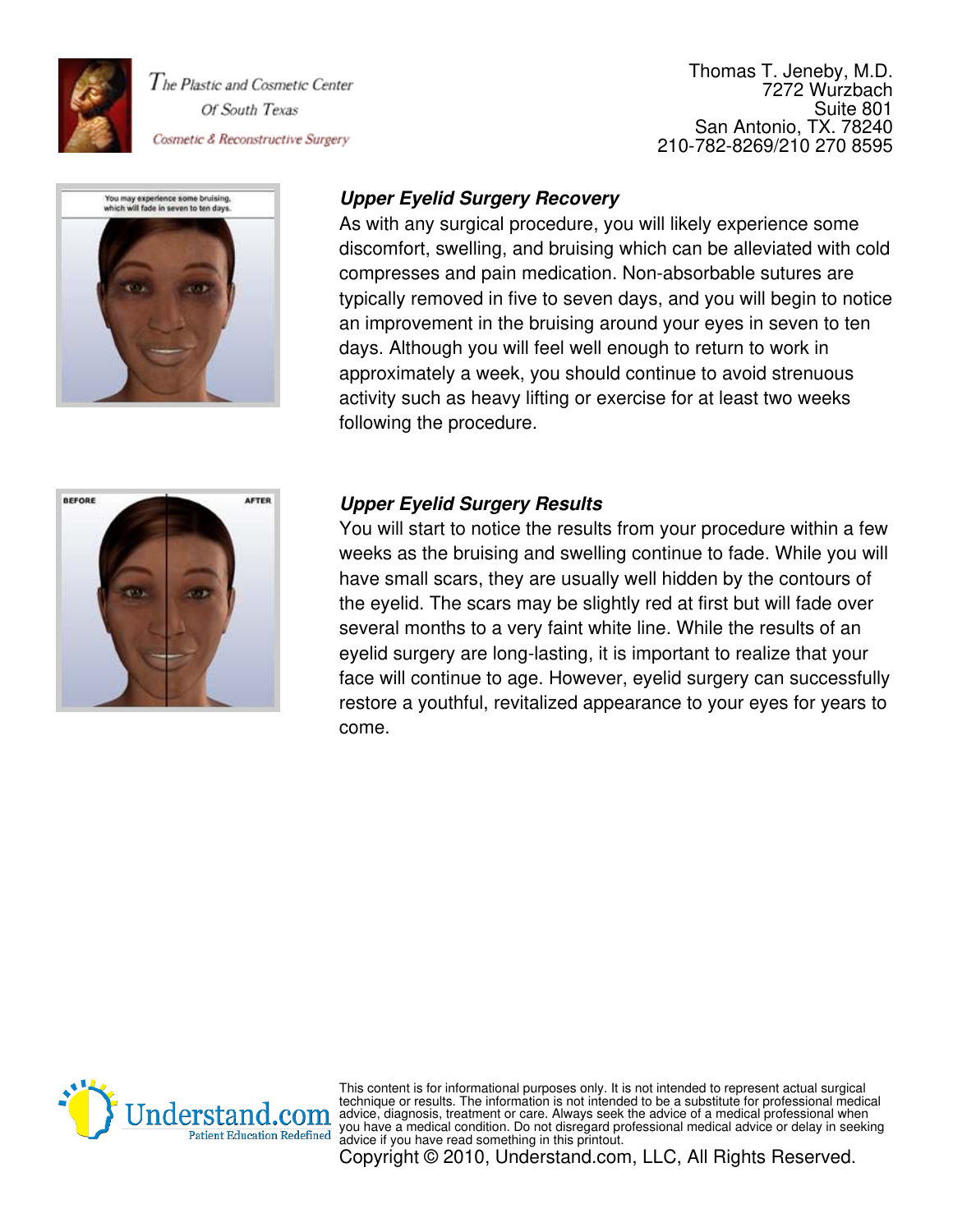The Plastic and Cosmetic Center
Of South Texas
Cosmetic & Reconstructive Surgery

Thomas T. Jeneby, M.D.
7272 Wurzbach
Suite 801
San Antonio, TX. 78240
210-782-8269/210 270 8595

### *Upper Eyelid Surgery Recovery*

As with any surgical procedure, you will likely experience some discomfort, swelling, and bruising which can be alleviated with cold compresses and pain medication. Non-absorbable sutures are typically removed in five to seven days, and you will begin to notice an improvement in the bruising around your eyes in seven to ten days. Although you will feel well enough to return to work in approximately a week, you should continue to avoid strenuous activity such as heavy lifting or exercise for at least two weeks following the procedure.

### *Upper Eyelid Surgery Results*

You will start to notice the results from your procedure within a few weeks as the bruising and swelling continue to fade. While you will have small scars, they are usually well hidden by the contours of the eyelid. The scars may be slightly red at first but will fade over several months to a very faint white line. While the results of an eyelid surgery are long-lasting, it is important to realize that your face will continue to age. However, eyelid surgery can successfully restore a youthful, revitalized appearance to your eyes for years to come.

Understand.com
Patient Education Redefined

This content is for informational purposes only. It is not intended to represent actual surgical technique or results. The information is not intended to be a substitute for professional medical advice, diagnosis, treatment or care. Always seek the advice of a medical professional when you have a medical condition. Do not disregard professional medical advice or delay in seeking advice if you have read something in this printout.

Copyright © 2010, Understand.com, LLC, All Rights Reserved.